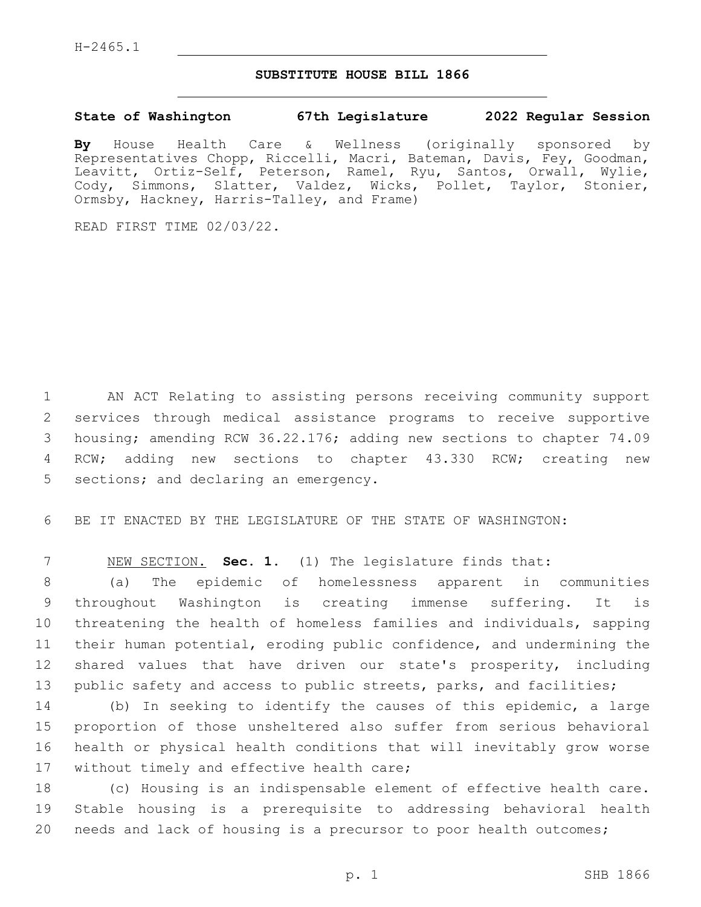H-2465.1

**SUBSTITUTE HOUSE BILL 1866**

**State of Washington 67th Legislature 2022 Regular Session**

**By** House Health Care & Wellness (originally sponsored by Representatives Chopp, Riccelli, Macri, Bateman, Davis, Fey, Goodman, Leavitt, Ortiz-Self, Peterson, Ramel, Ryu, Santos, Orwall, Wylie, Cody, Simmons, Slatter, Valdez, Wicks, Pollet, Taylor, Stonier, Ormsby, Hackney, Harris-Talley, and Frame)

READ FIRST TIME 02/03/22.

AN ACT Relating to assisting persons receiving community support services through medical assistance programs to receive supportive housing; amending RCW 36.22.176; adding new sections to chapter 74.09 RCW; adding new sections to chapter 43.330 RCW; creating new sections; and declaring an emergency.

BE IT ENACTED BY THE LEGISLATURE OF THE STATE OF WASHINGTON:

NEW SECTION. **Sec. 1.** (1) The legislature finds that:

(a) The epidemic of homelessness apparent in communities throughout Washington is creating immense suffering. It is threatening the health of homeless families and individuals, sapping their human potential, eroding public confidence, and undermining the shared values that have driven our state's prosperity, including public safety and access to public streets, parks, and facilities;

(b) In seeking to identify the causes of this epidemic, a large proportion of those unsheltered also suffer from serious behavioral health or physical health conditions that will inevitably grow worse without timely and effective health care;

(c) Housing is an indispensable element of effective health care. Stable housing is a prerequisite to addressing behavioral health needs and lack of housing is a precursor to poor health outcomes;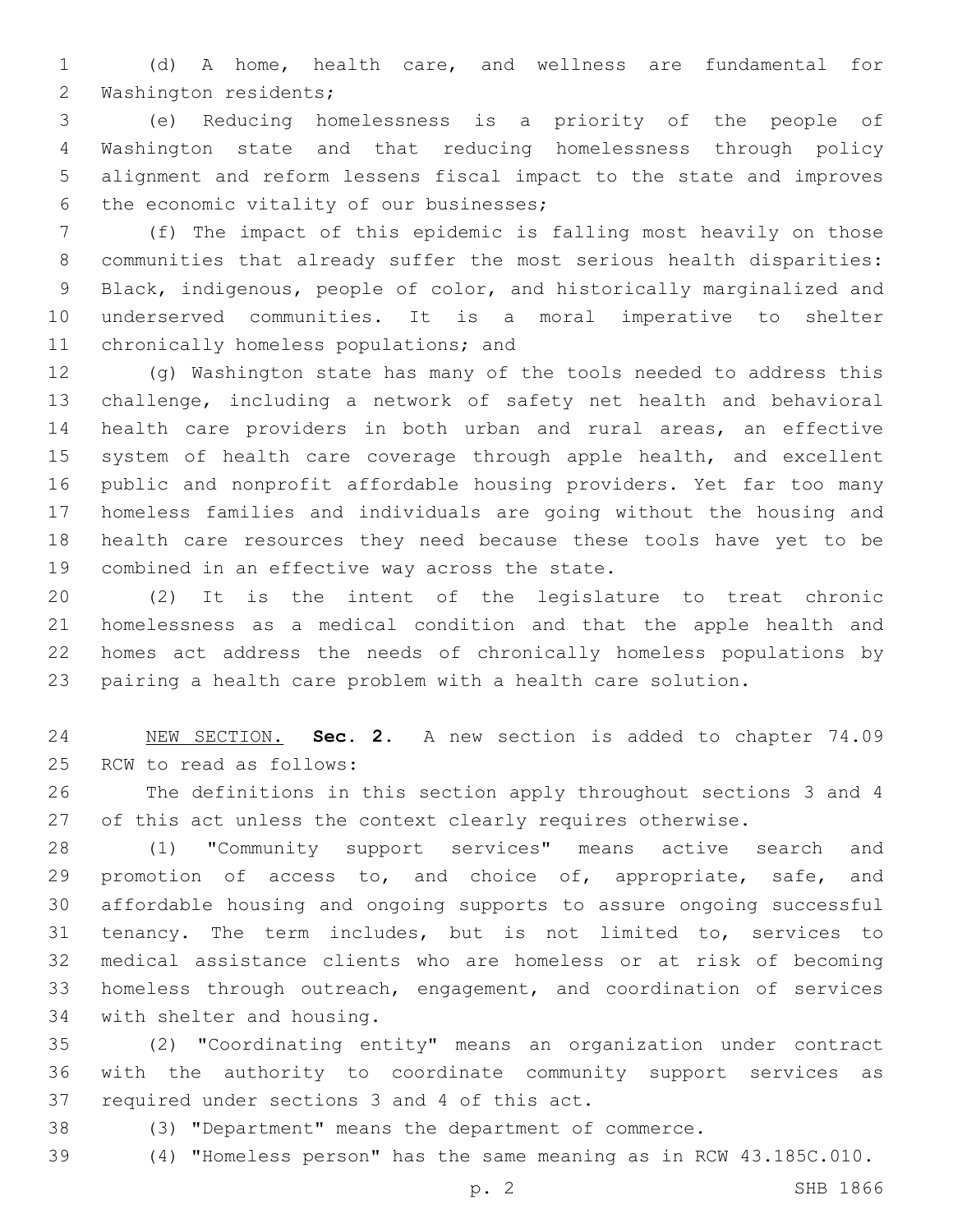(d) A home, health care, and wellness are fundamental for Washington residents;

(e) Reducing homelessness is a priority of the people of Washington state and that reducing homelessness through policy alignment and reform lessens fiscal impact to the state and improves the economic vitality of our businesses;

(f) The impact of this epidemic is falling most heavily on those communities that already suffer the most serious health disparities: Black, indigenous, people of color, and historically marginalized and underserved communities. It is a moral imperative to shelter chronically homeless populations; and

(g) Washington state has many of the tools needed to address this challenge, including a network of safety net health and behavioral health care providers in both urban and rural areas, an effective system of health care coverage through apple health, and excellent public and nonprofit affordable housing providers. Yet far too many homeless families and individuals are going without the housing and health care resources they need because these tools have yet to be combined in an effective way across the state.

(2) It is the intent of the legislature to treat chronic homelessness as a medical condition and that the apple health and homes act address the needs of chronically homeless populations by pairing a health care problem with a health care solution.

NEW SECTION. **Sec. 2.** A new section is added to chapter 74.09 RCW to read as follows:

The definitions in this section apply throughout sections 3 and 4 of this act unless the context clearly requires otherwise.

(1) "Community support services" means active search and promotion of access to, and choice of, appropriate, safe, and affordable housing and ongoing supports to assure ongoing successful tenancy. The term includes, but is not limited to, services to medical assistance clients who are homeless or at risk of becoming homeless through outreach, engagement, and coordination of services with shelter and housing.

(2) "Coordinating entity" means an organization under contract with the authority to coordinate community support services as required under sections 3 and 4 of this act.

(3) "Department" means the department of commerce.

(4) "Homeless person" has the same meaning as in RCW 43.185C.010.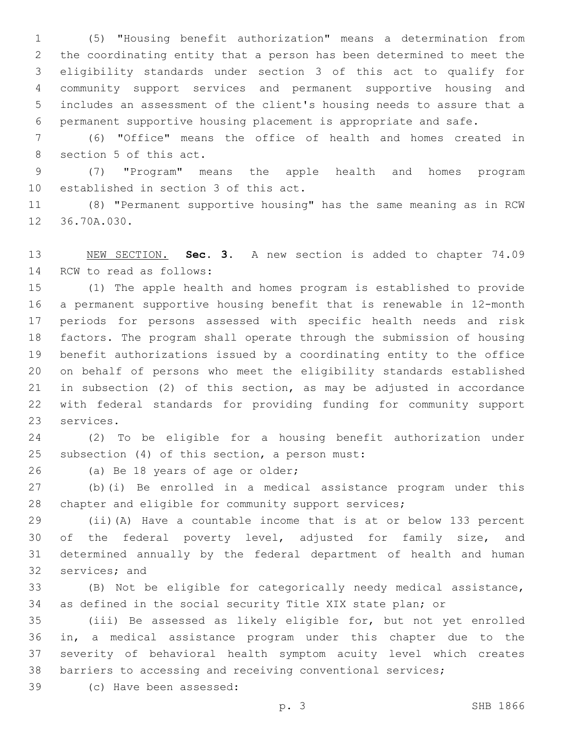(5) "Housing benefit authorization" means a determination from the coordinating entity that a person has been determined to meet the eligibility standards under section 3 of this act to qualify for community support services and permanent supportive housing and includes an assessment of the client's housing needs to assure that a permanent supportive housing placement is appropriate and safe.

(6) "Office" means the office of health and homes created in section 5 of this act.

(7) "Program" means the apple health and homes program established in section 3 of this act.

(8) "Permanent supportive housing" has the same meaning as in RCW 36.70A.030.

NEW SECTION. **Sec. 3.** A new section is added to chapter 74.09 RCW to read as follows:

(1) The apple health and homes program is established to provide a permanent supportive housing benefit that is renewable in 12-month periods for persons assessed with specific health needs and risk factors. The program shall operate through the submission of housing benefit authorizations issued by a coordinating entity to the office on behalf of persons who meet the eligibility standards established in subsection (2) of this section, as may be adjusted in accordance with federal standards for providing funding for community support services.

(2) To be eligible for a housing benefit authorization under subsection (4) of this section, a person must:

(a) Be 18 years of age or older;

(b)(i) Be enrolled in a medical assistance program under this chapter and eligible for community support services;

(ii)(A) Have a countable income that is at or below 133 percent of the federal poverty level, adjusted for family size, and determined annually by the federal department of health and human services; and

(B) Not be eligible for categorically needy medical assistance, as defined in the social security Title XIX state plan; or

(iii) Be assessed as likely eligible for, but not yet enrolled in, a medical assistance program under this chapter due to the severity of behavioral health symptom acuity level which creates barriers to accessing and receiving conventional services;

(c) Have been assessed: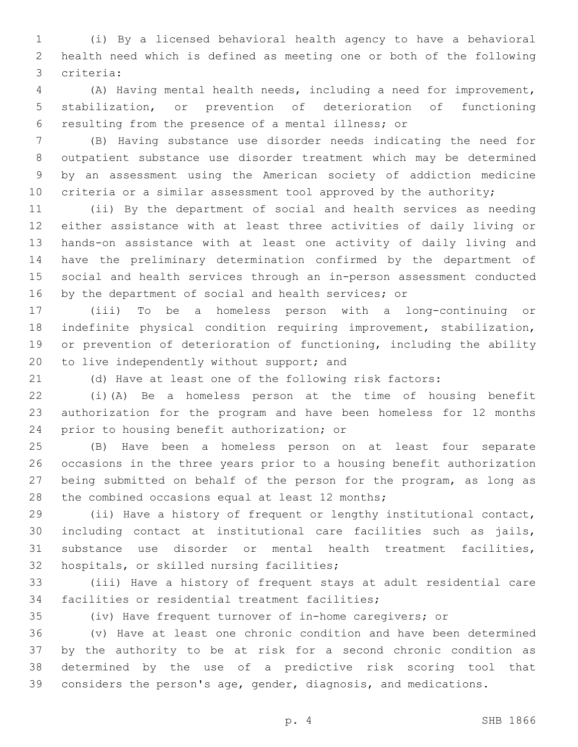(i) By a licensed behavioral health agency to have a behavioral health need which is defined as meeting one or both of the following criteria:

(A) Having mental health needs, including a need for improvement, stabilization, or prevention of deterioration of functioning resulting from the presence of a mental illness; or

(B) Having substance use disorder needs indicating the need for outpatient substance use disorder treatment which may be determined by an assessment using the American society of addiction medicine criteria or a similar assessment tool approved by the authority;

(ii) By the department of social and health services as needing either assistance with at least three activities of daily living or hands-on assistance with at least one activity of daily living and have the preliminary determination confirmed by the department of social and health services through an in-person assessment conducted by the department of social and health services; or

(iii) To be a homeless person with a long-continuing or indefinite physical condition requiring improvement, stabilization, or prevention of deterioration of functioning, including the ability to live independently without support; and

(d) Have at least one of the following risk factors:

(i)(A) Be a homeless person at the time of housing benefit authorization for the program and have been homeless for 12 months prior to housing benefit authorization; or

(B) Have been a homeless person on at least four separate occasions in the three years prior to a housing benefit authorization being submitted on behalf of the person for the program, as long as the combined occasions equal at least 12 months;

(ii) Have a history of frequent or lengthy institutional contact, including contact at institutional care facilities such as jails, substance use disorder or mental health treatment facilities, hospitals, or skilled nursing facilities;

(iii) Have a history of frequent stays at adult residential care facilities or residential treatment facilities;

(iv) Have frequent turnover of in-home caregivers; or

(v) Have at least one chronic condition and have been determined by the authority to be at risk for a second chronic condition as determined by the use of a predictive risk scoring tool that considers the person's age, gender, diagnosis, and medications.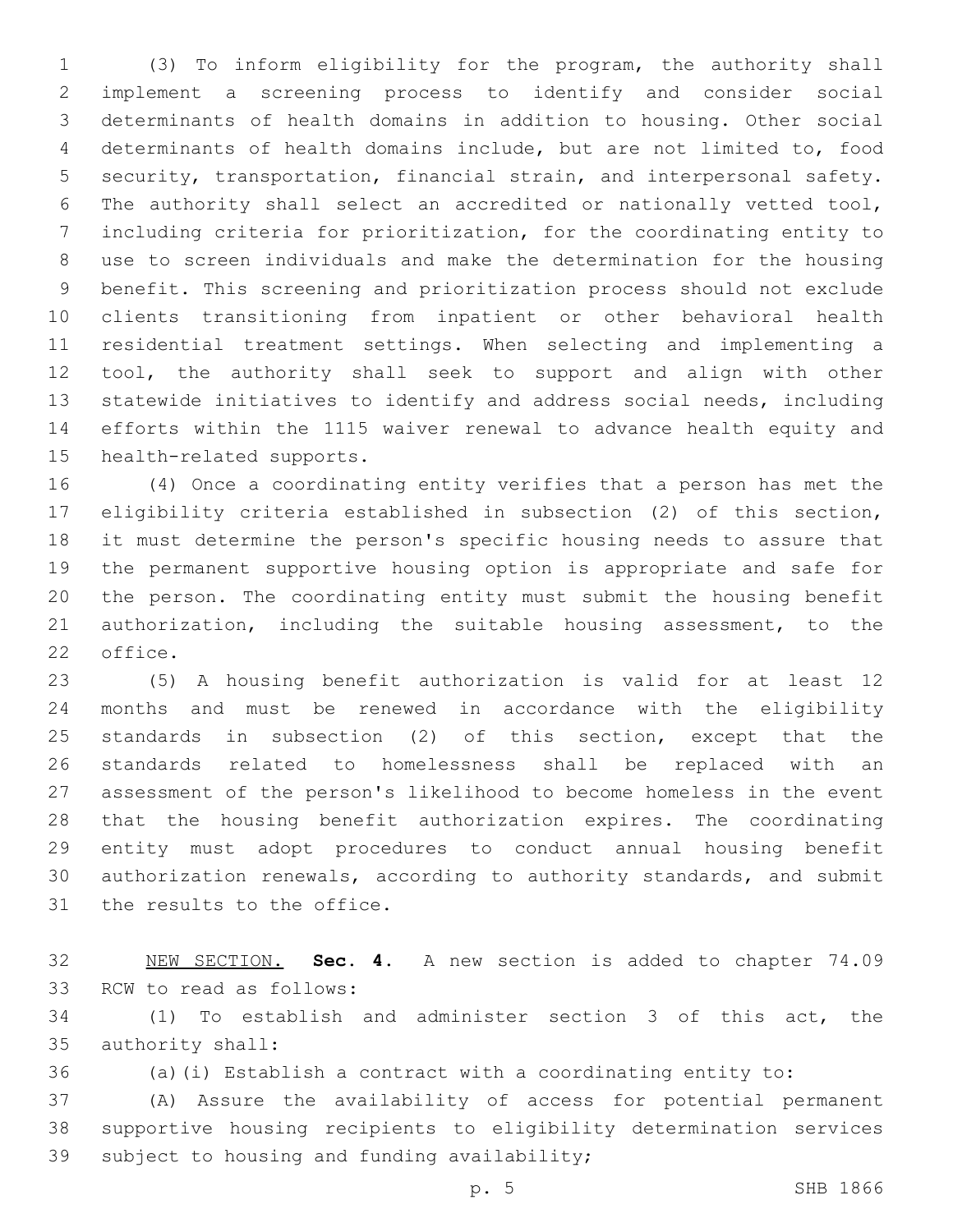(3) To inform eligibility for the program, the authority shall implement a screening process to identify and consider social determinants of health domains in addition to housing. Other social determinants of health domains include, but are not limited to, food security, transportation, financial strain, and interpersonal safety. The authority shall select an accredited or nationally vetted tool, including criteria for prioritization, for the coordinating entity to use to screen individuals and make the determination for the housing benefit. This screening and prioritization process should not exclude clients transitioning from inpatient or other behavioral health residential treatment settings. When selecting and implementing a tool, the authority shall seek to support and align with other statewide initiatives to identify and address social needs, including efforts within the 1115 waiver renewal to advance health equity and health-related supports.

(4) Once a coordinating entity verifies that a person has met the eligibility criteria established in subsection (2) of this section, it must determine the person's specific housing needs to assure that the permanent supportive housing option is appropriate and safe for the person. The coordinating entity must submit the housing benefit authorization, including the suitable housing assessment, to the office.

(5) A housing benefit authorization is valid for at least 12 months and must be renewed in accordance with the eligibility standards in subsection (2) of this section, except that the standards related to homelessness shall be replaced with an assessment of the person's likelihood to become homeless in the event that the housing benefit authorization expires. The coordinating entity must adopt procedures to conduct annual housing benefit authorization renewals, according to authority standards, and submit the results to the office.

NEW SECTION. **Sec. 4.** A new section is added to chapter 74.09 RCW to read as follows:

(1) To establish and administer section 3 of this act, the authority shall:

(a)(i) Establish a contract with a coordinating entity to:

(A) Assure the availability of access for potential permanent supportive housing recipients to eligibility determination services subject to housing and funding availability;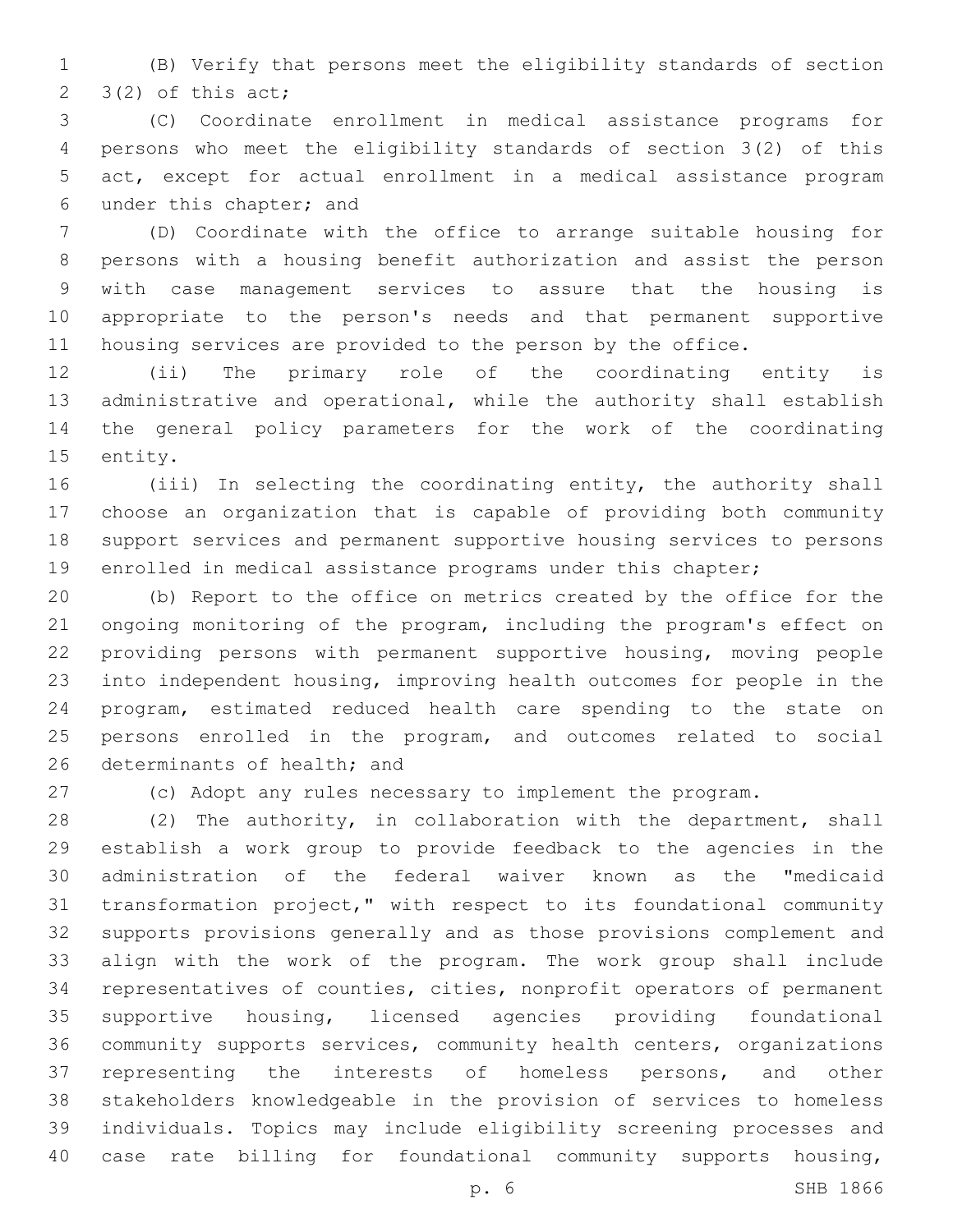(B) Verify that persons meet the eligibility standards of section 3(2) of this act;

(C) Coordinate enrollment in medical assistance programs for persons who meet the eligibility standards of section 3(2) of this act, except for actual enrollment in a medical assistance program under this chapter; and

(D) Coordinate with the office to arrange suitable housing for persons with a housing benefit authorization and assist the person with case management services to assure that the housing is appropriate to the person's needs and that permanent supportive housing services are provided to the person by the office.

(ii) The primary role of the coordinating entity is administrative and operational, while the authority shall establish the general policy parameters for the work of the coordinating entity.

(iii) In selecting the coordinating entity, the authority shall choose an organization that is capable of providing both community support services and permanent supportive housing services to persons enrolled in medical assistance programs under this chapter;

(b) Report to the office on metrics created by the office for the ongoing monitoring of the program, including the program's effect on providing persons with permanent supportive housing, moving people into independent housing, improving health outcomes for people in the program, estimated reduced health care spending to the state on persons enrolled in the program, and outcomes related to social determinants of health; and

(c) Adopt any rules necessary to implement the program.

(2) The authority, in collaboration with the department, shall establish a work group to provide feedback to the agencies in the administration of the federal waiver known as the "medicaid transformation project," with respect to its foundational community supports provisions generally and as those provisions complement and align with the work of the program. The work group shall include representatives of counties, cities, nonprofit operators of permanent supportive housing, licensed agencies providing foundational community supports services, community health centers, organizations representing the interests of homeless persons, and other stakeholders knowledgeable in the provision of services to homeless individuals. Topics may include eligibility screening processes and case rate billing for foundational community supports housing,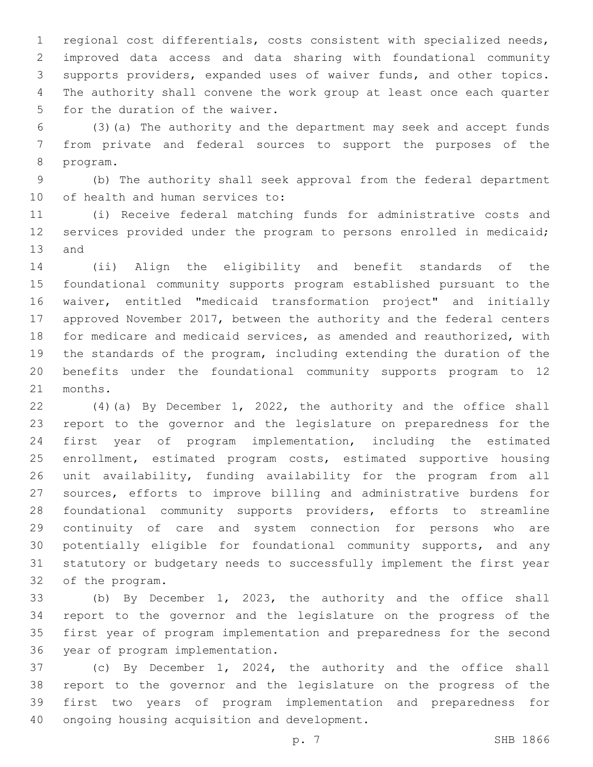regional cost differentials, costs consistent with specialized needs, improved data access and data sharing with foundational community supports providers, expanded uses of waiver funds, and other topics. The authority shall convene the work group at least once each quarter for the duration of the waiver.

(3)(a) The authority and the department may seek and accept funds from private and federal sources to support the purposes of the program.

(b) The authority shall seek approval from the federal department of health and human services to:

(i) Receive federal matching funds for administrative costs and services provided under the program to persons enrolled in medicaid; and

(ii) Align the eligibility and benefit standards of the foundational community supports program established pursuant to the waiver, entitled "medicaid transformation project" and initially approved November 2017, between the authority and the federal centers for medicare and medicaid services, as amended and reauthorized, with the standards of the program, including extending the duration of the benefits under the foundational community supports program to 12 months.

(4)(a) By December 1, 2022, the authority and the office shall report to the governor and the legislature on preparedness for the first year of program implementation, including the estimated enrollment, estimated program costs, estimated supportive housing unit availability, funding availability for the program from all sources, efforts to improve billing and administrative burdens for foundational community supports providers, efforts to streamline continuity of care and system connection for persons who are potentially eligible for foundational community supports, and any statutory or budgetary needs to successfully implement the first year of the program.

(b) By December 1, 2023, the authority and the office shall report to the governor and the legislature on the progress of the first year of program implementation and preparedness for the second year of program implementation.

(c) By December 1, 2024, the authority and the office shall report to the governor and the legislature on the progress of the first two years of program implementation and preparedness for ongoing housing acquisition and development.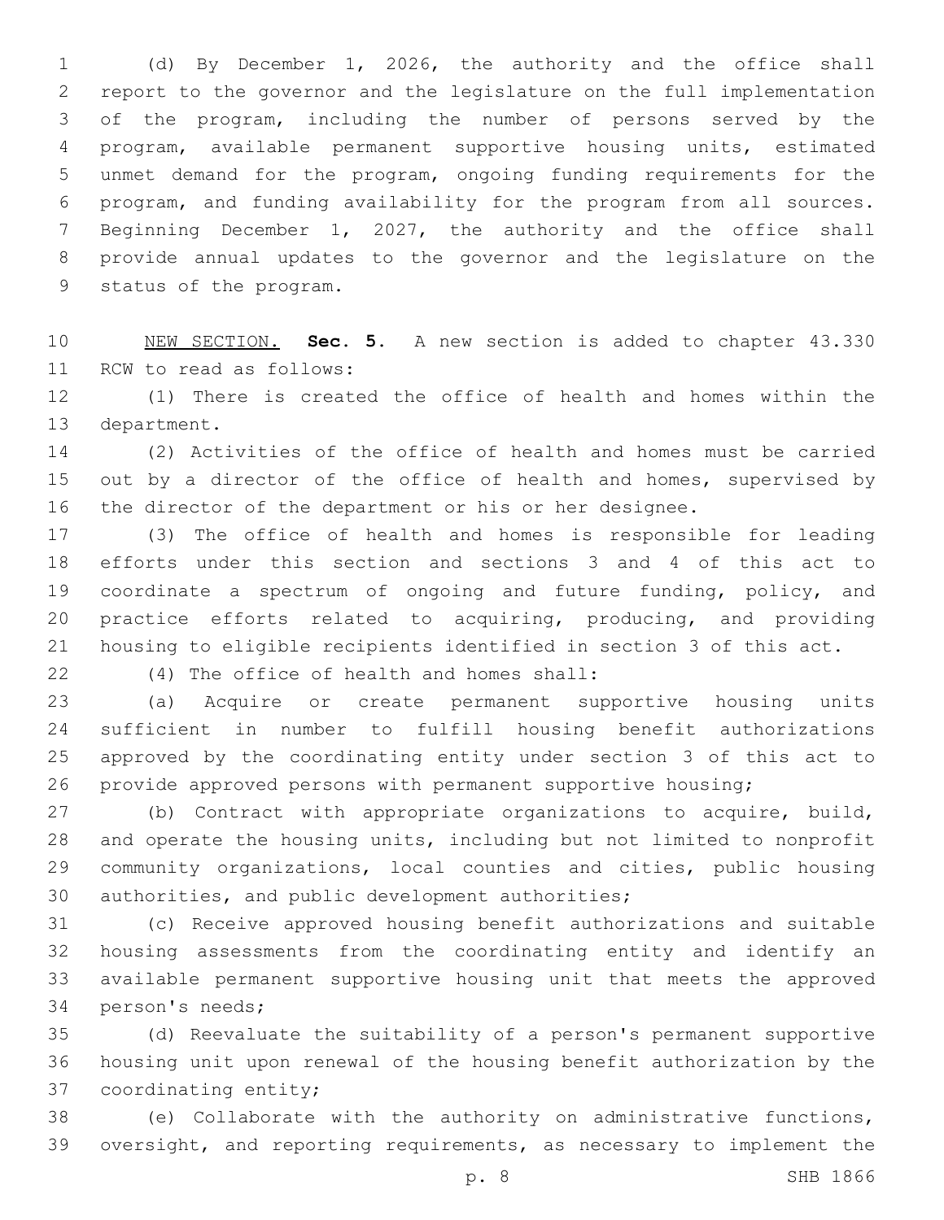(d) By December 1, 2026, the authority and the office shall report to the governor and the legislature on the full implementation of the program, including the number of persons served by the program, available permanent supportive housing units, estimated unmet demand for the program, ongoing funding requirements for the program, and funding availability for the program from all sources. Beginning December 1, 2027, the authority and the office shall provide annual updates to the governor and the legislature on the status of the program.

NEW SECTION. **Sec. 5.** A new section is added to chapter 43.330 RCW to read as follows:

(1) There is created the office of health and homes within the department.

(2) Activities of the office of health and homes must be carried out by a director of the office of health and homes, supervised by the director of the department or his or her designee.

(3) The office of health and homes is responsible for leading efforts under this section and sections 3 and 4 of this act to coordinate a spectrum of ongoing and future funding, policy, and practice efforts related to acquiring, producing, and providing housing to eligible recipients identified in section 3 of this act.

(4) The office of health and homes shall:

(a) Acquire or create permanent supportive housing units sufficient in number to fulfill housing benefit authorizations approved by the coordinating entity under section 3 of this act to provide approved persons with permanent supportive housing;

(b) Contract with appropriate organizations to acquire, build, and operate the housing units, including but not limited to nonprofit community organizations, local counties and cities, public housing authorities, and public development authorities;

(c) Receive approved housing benefit authorizations and suitable housing assessments from the coordinating entity and identify an available permanent supportive housing unit that meets the approved person's needs;

(d) Reevaluate the suitability of a person's permanent supportive housing unit upon renewal of the housing benefit authorization by the coordinating entity;

(e) Collaborate with the authority on administrative functions, oversight, and reporting requirements, as necessary to implement the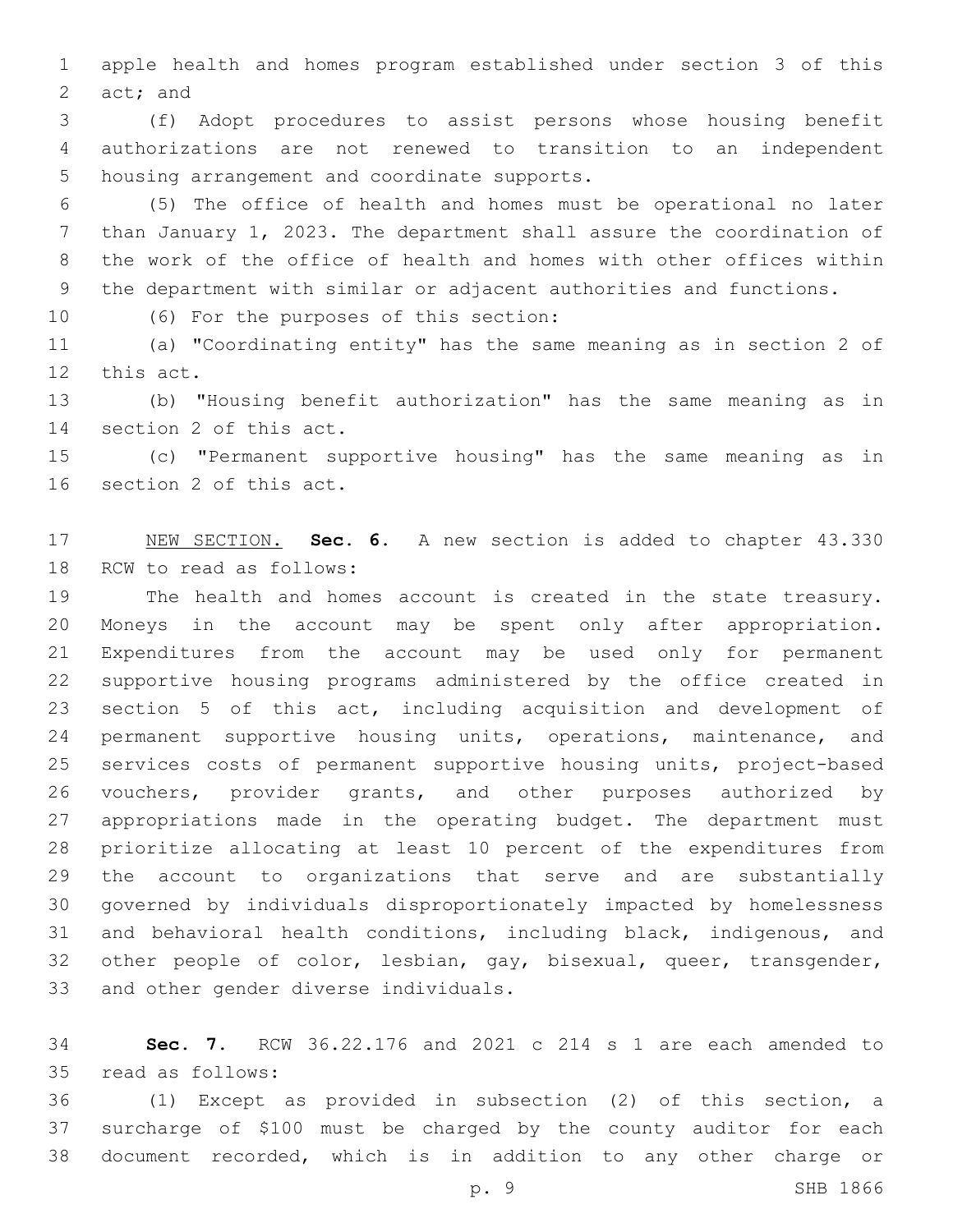apple health and homes program established under section 3 of this act; and

(f) Adopt procedures to assist persons whose housing benefit authorizations are not renewed to transition to an independent housing arrangement and coordinate supports.

(5) The office of health and homes must be operational no later than January 1, 2023. The department shall assure the coordination of the work of the office of health and homes with other offices within the department with similar or adjacent authorities and functions.

(6) For the purposes of this section:

(a) "Coordinating entity" has the same meaning as in section 2 of this act.

(b) "Housing benefit authorization" has the same meaning as in section 2 of this act.

(c) "Permanent supportive housing" has the same meaning as in section 2 of this act.

NEW SECTION. **Sec. 6.** A new section is added to chapter 43.330 RCW to read as follows:

The health and homes account is created in the state treasury. Moneys in the account may be spent only after appropriation. Expenditures from the account may be used only for permanent supportive housing programs administered by the office created in section 5 of this act, including acquisition and development of permanent supportive housing units, operations, maintenance, and services costs of permanent supportive housing units, project-based vouchers, provider grants, and other purposes authorized by appropriations made in the operating budget. The department must prioritize allocating at least 10 percent of the expenditures from the account to organizations that serve and are substantially governed by individuals disproportionately impacted by homelessness and behavioral health conditions, including black, indigenous, and other people of color, lesbian, gay, bisexual, queer, transgender, and other gender diverse individuals.

**Sec. 7.** RCW 36.22.176 and 2021 c 214 s 1 are each amended to read as follows:

(1) Except as provided in subsection (2) of this section, a surcharge of $100 must be charged by the county auditor for each document recorded, which is in addition to any other charge or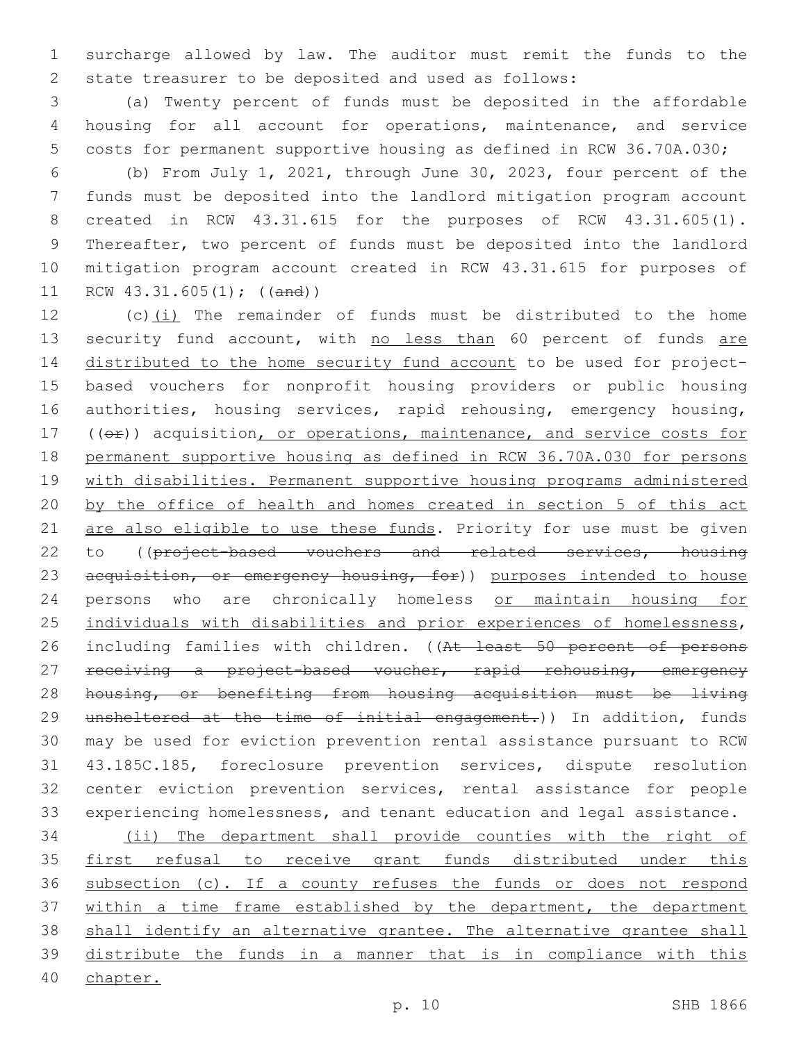surcharge allowed by law. The auditor must remit the funds to the state treasurer to be deposited and used as follows:

(a) Twenty percent of funds must be deposited in the affordable housing for all account for operations, maintenance, and service costs for permanent supportive housing as defined in RCW 36.70A.030;

(b) From July 1, 2021, through June 30, 2023, four percent of the funds must be deposited into the landlord mitigation program account created in RCW 43.31.615 for the purposes of RCW 43.31.605(1). Thereafter, two percent of funds must be deposited into the landlord mitigation program account created in RCW 43.31.615 for purposes of RCW 43.31.605(1); ((~~and~~))

(c)<u>(i)</u> The remainder of funds must be distributed to the home security fund account, with <u>no less than</u> 60 percent of funds <u>are distributed to the home security fund account</u> to be used for project-based vouchers for nonprofit housing providers or public housing authorities, housing services, rapid rehousing, emergency housing, ((~~or~~)) acquisition<u>, or operations, maintenance, and service costs for permanent supportive housing as defined in RCW 36.70A.030 for persons with disabilities. Permanent supportive housing programs administered by the office of health and homes created in section 5 of this act are also eligible to use these funds</u>. Priority for use must be given to ((~~project-based vouchers and related services, housing acquisition, or emergency housing, for~~)) <u>purposes intended to house</u> persons who are chronically homeless <u>or maintain housing for individuals with disabilities and prior experiences of homelessness</u>, including families with children. ((~~At least 50 percent of persons receiving a project-based voucher, rapid rehousing, emergency housing, or benefiting from housing acquisition must be living unsheltered at the time of initial engagement.~~)) In addition, funds may be used for eviction prevention rental assistance pursuant to RCW 43.185C.185, foreclosure prevention services, dispute resolution center eviction prevention services, rental assistance for people experiencing homelessness, and tenant education and legal assistance.

<u>(ii) The department shall provide counties with the right of first refusal to receive grant funds distributed under this subsection (c). If a county refuses the funds or does not respond within a time frame established by the department, the department shall identify an alternative grantee. The alternative grantee shall distribute the funds in a manner that is in compliance with this chapter.</u>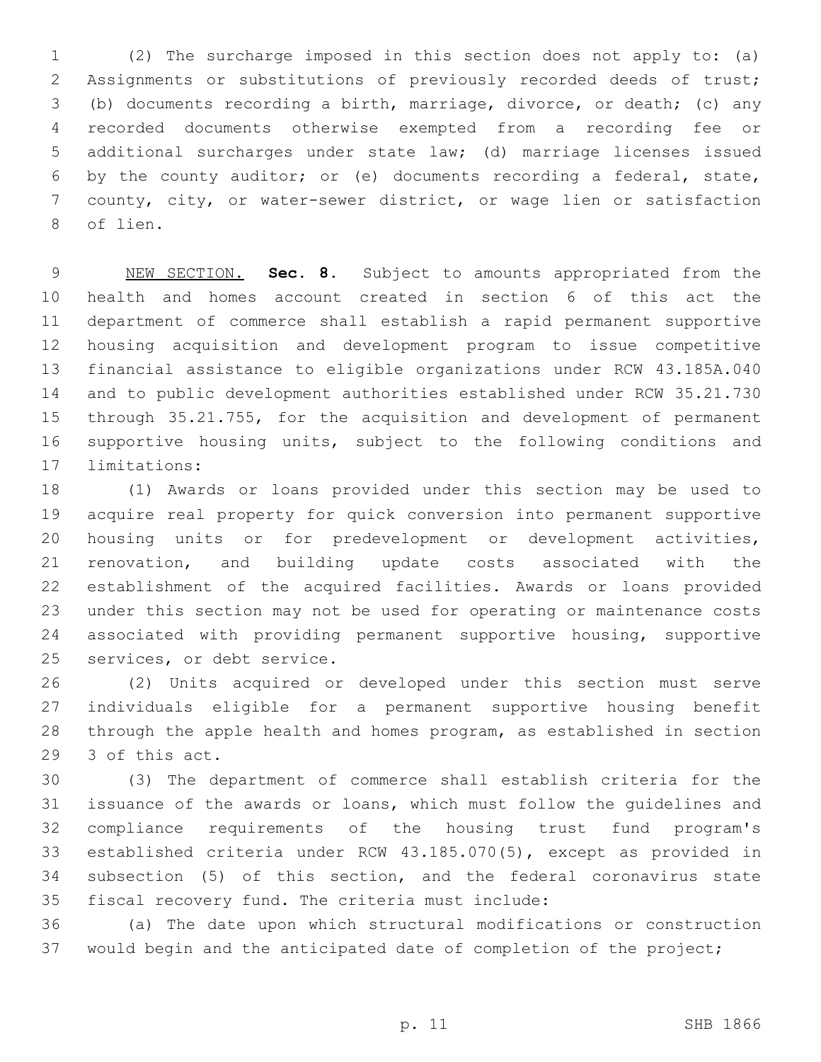(2) The surcharge imposed in this section does not apply to: (a) Assignments or substitutions of previously recorded deeds of trust; (b) documents recording a birth, marriage, divorce, or death; (c) any recorded documents otherwise exempted from a recording fee or additional surcharges under state law; (d) marriage licenses issued by the county auditor; or (e) documents recording a federal, state, county, city, or water-sewer district, or wage lien or satisfaction of lien.

NEW SECTION. **Sec. 8.** Subject to amounts appropriated from the health and homes account created in section 6 of this act the department of commerce shall establish a rapid permanent supportive housing acquisition and development program to issue competitive financial assistance to eligible organizations under RCW 43.185A.040 and to public development authorities established under RCW 35.21.730 through 35.21.755, for the acquisition and development of permanent supportive housing units, subject to the following conditions and limitations:

(1) Awards or loans provided under this section may be used to acquire real property for quick conversion into permanent supportive housing units or for predevelopment or development activities, renovation, and building update costs associated with the establishment of the acquired facilities. Awards or loans provided under this section may not be used for operating or maintenance costs associated with providing permanent supportive housing, supportive services, or debt service.

(2) Units acquired or developed under this section must serve individuals eligible for a permanent supportive housing benefit through the apple health and homes program, as established in section 3 of this act.

(3) The department of commerce shall establish criteria for the issuance of the awards or loans, which must follow the guidelines and compliance requirements of the housing trust fund program's established criteria under RCW 43.185.070(5), except as provided in subsection (5) of this section, and the federal coronavirus state fiscal recovery fund. The criteria must include:

(a) The date upon which structural modifications or construction would begin and the anticipated date of completion of the project;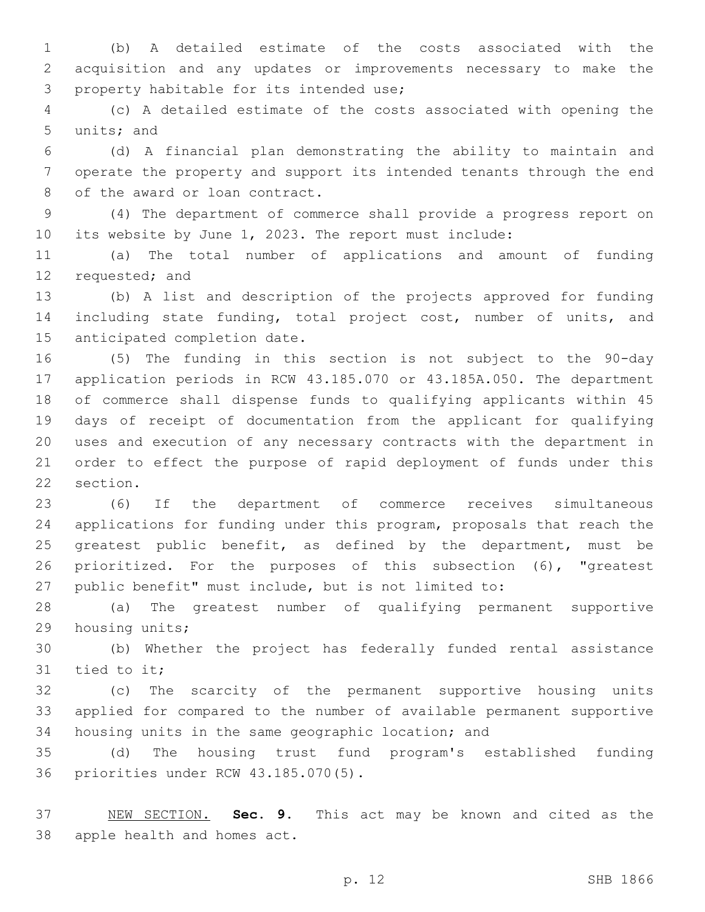(b) A detailed estimate of the costs associated with the acquisition and any updates or improvements necessary to make the property habitable for its intended use;

(c) A detailed estimate of the costs associated with opening the units; and

(d) A financial plan demonstrating the ability to maintain and operate the property and support its intended tenants through the end of the award or loan contract.

(4) The department of commerce shall provide a progress report on its website by June 1, 2023. The report must include:

(a) The total number of applications and amount of funding requested; and

(b) A list and description of the projects approved for funding including state funding, total project cost, number of units, and anticipated completion date.

(5) The funding in this section is not subject to the 90-day application periods in RCW 43.185.070 or 43.185A.050. The department of commerce shall dispense funds to qualifying applicants within 45 days of receipt of documentation from the applicant for qualifying uses and execution of any necessary contracts with the department in order to effect the purpose of rapid deployment of funds under this section.

(6) If the department of commerce receives simultaneous applications for funding under this program, proposals that reach the greatest public benefit, as defined by the department, must be prioritized. For the purposes of this subsection (6), "greatest public benefit" must include, but is not limited to:

(a) The greatest number of qualifying permanent supportive housing units;

(b) Whether the project has federally funded rental assistance tied to it;

(c) The scarcity of the permanent supportive housing units applied for compared to the number of available permanent supportive housing units in the same geographic location; and

(d) The housing trust fund program's established funding priorities under RCW 43.185.070(5).

NEW SECTION. **Sec. 9.** This act may be known and cited as the apple health and homes act.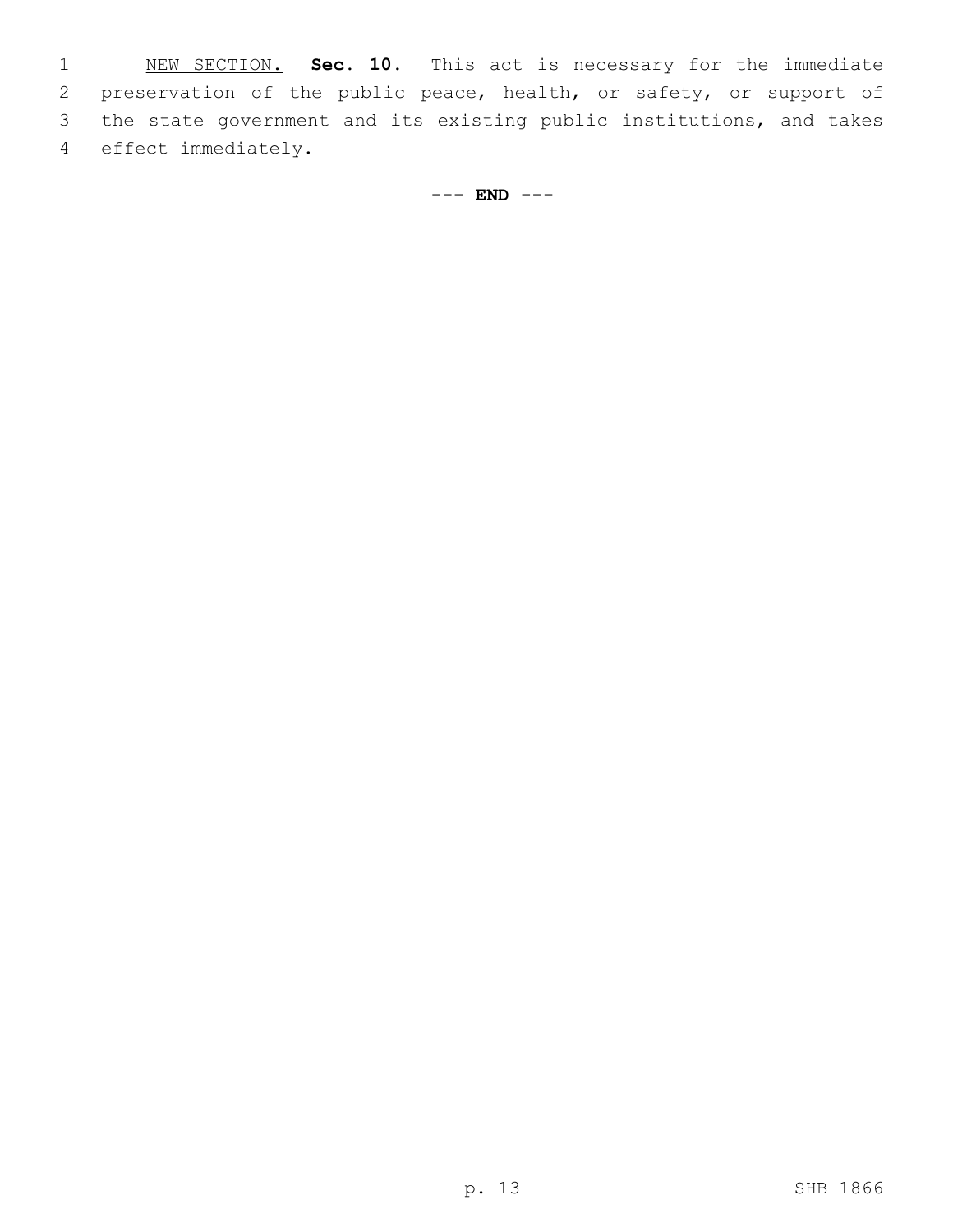NEW SECTION. **Sec. 10.** This act is necessary for the immediate preservation of the public peace, health, or safety, or support of the state government and its existing public institutions, and takes effect immediately.

**--- END ---**